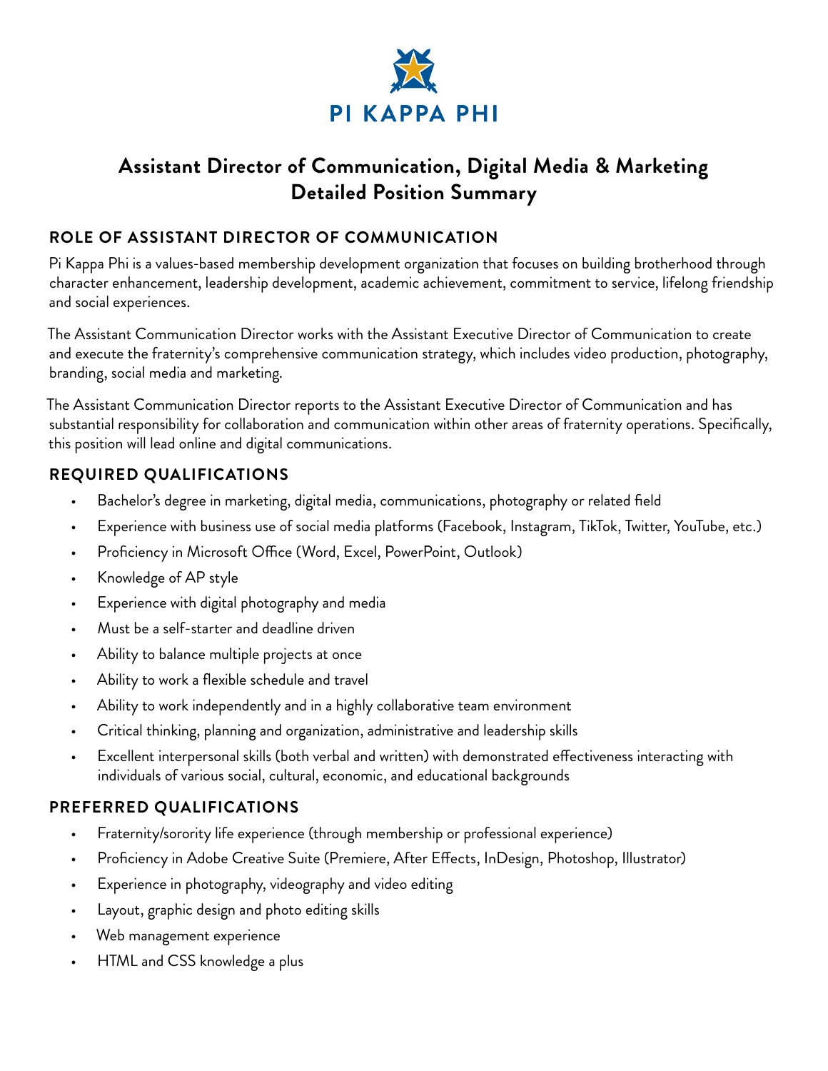PI KAPPA PHI

# Assistant Director of Communication, Digital Media & Marketing
# Detailed Position Summary

## ROLE OF ASSISTANT DIRECTOR OF COMMUNICATION

Pi Kappa Phi is a values-based membership development organization that focuses on building brotherhood through character enhancement, leadership development, academic achievement, commitment to service, lifelong friendship and social experiences.

The Assistant Communication Director works with the Assistant Executive Director of Communication to create and execute the fraternity's comprehensive communication strategy, which includes video production, photography, branding, social media and marketing.

The Assistant Communication Director reports to the Assistant Executive Director of Communication and has substantial responsibility for collaboration and communication within other areas of fraternity operations. Specifically, this position will lead online and digital communications.

## REQUIRED QUALIFICATIONS

- Bachelor's degree in marketing, digital media, communications, photography or related field
- Experience with business use of social media platforms (Facebook, Instagram, TikTok, Twitter, YouTube, etc.)
- Proficiency in Microsoft Office (Word, Excel, PowerPoint, Outlook)
- Knowledge of AP style
- Experience with digital photography and media
- Must be a self-starter and deadline driven
- Ability to balance multiple projects at once
- Ability to work a flexible schedule and travel
- Ability to work independently and in a highly collaborative team environment
- Critical thinking, planning and organization, administrative and leadership skills
- Excellent interpersonal skills (both verbal and written) with demonstrated effectiveness interacting with individuals of various social, cultural, economic, and educational backgrounds

## PREFERRED QUALIFICATIONS

- Fraternity/sorority life experience (through membership or professional experience)
- Proficiency in Adobe Creative Suite (Premiere, After Effects, InDesign, Photoshop, Illustrator)
- Experience in photography, videography and video editing
- Layout, graphic design and photo editing skills
- Web management experience
- HTML and CSS knowledge a plus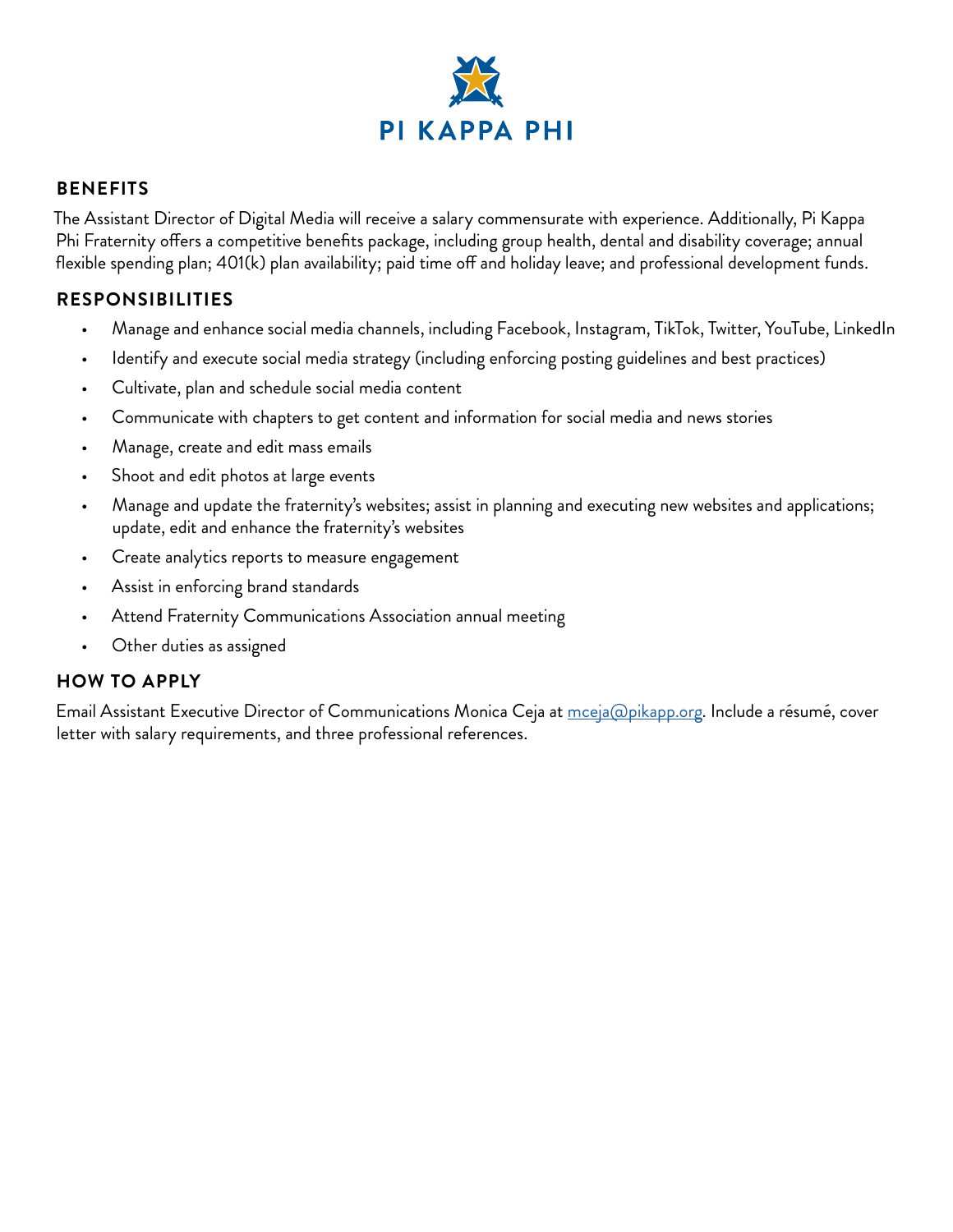PI KAPPA PHI

## BENEFITS

The Assistant Director of Digital Media will receive a salary commensurate with experience. Additionally, Pi Kappa Phi Fraternity offers a competitive benefits package, including group health, dental and disability coverage; annual flexible spending plan; 401(k) plan availability; paid time off and holiday leave; and professional development funds.

## RESPONSIBILITIES

- Manage and enhance social media channels, including Facebook, Instagram, TikTok, Twitter, YouTube, LinkedIn
- Identify and execute social media strategy (including enforcing posting guidelines and best practices)
- Cultivate, plan and schedule social media content
- Communicate with chapters to get content and information for social media and news stories
- Manage, create and edit mass emails
- Shoot and edit photos at large events
- Manage and update the fraternity's websites; assist in planning and executing new websites and applications; update, edit and enhance the fraternity's websites
- Create analytics reports to measure engagement
- Assist in enforcing brand standards
- Attend Fraternity Communications Association annual meeting
- Other duties as assigned

## HOW TO APPLY

Email Assistant Executive Director of Communications Monica Ceja at mceja@pikapp.org. Include a résumé, cover letter with salary requirements, and three professional references.